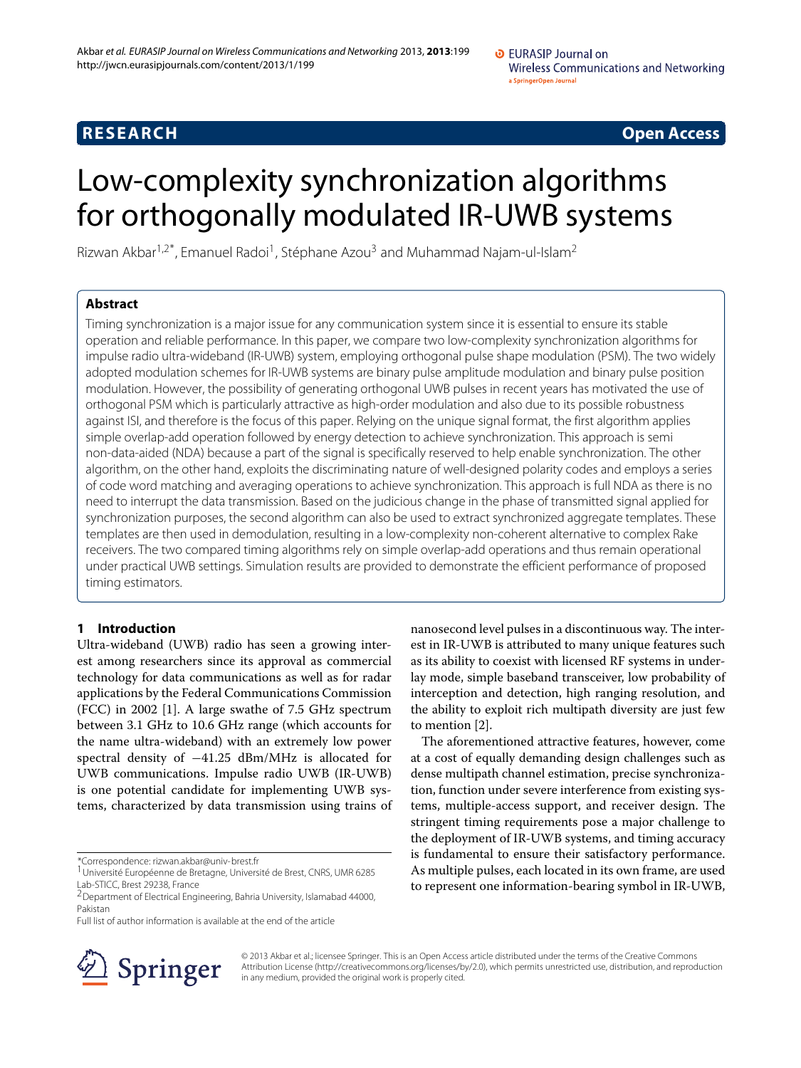**RESEARCH** **Open Access**

# Low-complexity synchronization algorithms for orthogonally modulated IR-UWB systems

Rizwan Akbar[1,2*], Emanuel Radoi[1], Stéphane Azou[3] and Muhammad Najam-ul-Islam[2]

## Abstract

Timing synchronization is a major issue for any communication system since it is essential to ensure its stable operation and reliable performance. In this paper, we compare two low-complexity synchronization algorithms for impulse radio ultra-wideband (IR-UWB) system, employing orthogonal pulse shape modulation (PSM). The two widely adopted modulation schemes for IR-UWB systems are binary pulse amplitude modulation and binary pulse position modulation. However, the possibility of generating orthogonal UWB pulses in recent years has motivated the use of orthogonal PSM which is particularly attractive as high-order modulation and also due to its possible robustness against ISI, and therefore is the focus of this paper. Relying on the unique signal format, the first algorithm applies simple overlap-add operation followed by energy detection to achieve synchronization. This approach is semi non-data-aided (NDA) because a part of the signal is specifically reserved to help enable synchronization. The other algorithm, on the other hand, exploits the discriminating nature of well-designed polarity codes and employs a series of code word matching and averaging operations to achieve synchronization. This approach is full NDA as there is no need to interrupt the data transmission. Based on the judicious change in the phase of transmitted signal applied for synchronization purposes, the second algorithm can also be used to extract synchronized aggregate templates. These templates are then used in demodulation, resulting in a low-complexity non-coherent alternative to complex Rake receivers. The two compared timing algorithms rely on simple overlap-add operations and thus remain operational under practical UWB settings. Simulation results are provided to demonstrate the efficient performance of proposed timing estimators.

## 1 Introduction

Ultra-wideband (UWB) radio has seen a growing interest among researchers since its approval as commercial technology for data communications as well as for radar applications by the Federal Communications Commission (FCC) in 2002 [1]. A large swathe of 7.5 GHz spectrum between 3.1 GHz to 10.6 GHz range (which accounts for the name ultra-wideband) with an extremely low power spectral density of −41.25 dBm/MHz is allocated for UWB communications. Impulse radio UWB (IR-UWB) is one potential candidate for implementing UWB systems, characterized by data transmission using trains of nanosecond level pulses in a discontinuous way. The interest in IR-UWB is attributed to many unique features such as its ability to coexist with licensed RF systems in underlay mode, simple baseband transceiver, low probability of interception and detection, high ranging resolution, and the ability to exploit rich multipath diversity are just few to mention [2].

The aforementioned attractive features, however, come at a cost of equally demanding design challenges such as dense multipath channel estimation, precise synchronization, function under severe interference from existing systems, multiple-access support, and receiver design. The stringent timing requirements pose a major challenge to the deployment of IR-UWB systems, and timing accuracy is fundamental to ensure their satisfactory performance. As multiple pulses, each located in its own frame, are used to represent one information-bearing symbol in IR-UWB,

*Correspondence: rizwan.akbar@univ-brest.fr
[1] Université Européenne de Bretagne, Université de Brest, CNRS, UMR 6285 Lab-STICC, Brest 29238, France
[2] Department of Electrical Engineering, Bahria University, Islamabad 44000, Pakistan
Full list of author information is available at the end of the article

© 2013 Akbar et al.; licensee Springer. This is an Open Access article distributed under the terms of the Creative Commons Attribution License (http://creativecommons.org/licenses/by/2.0), which permits unrestricted use, distribution, and reproduction in any medium, provided the original work is properly cited.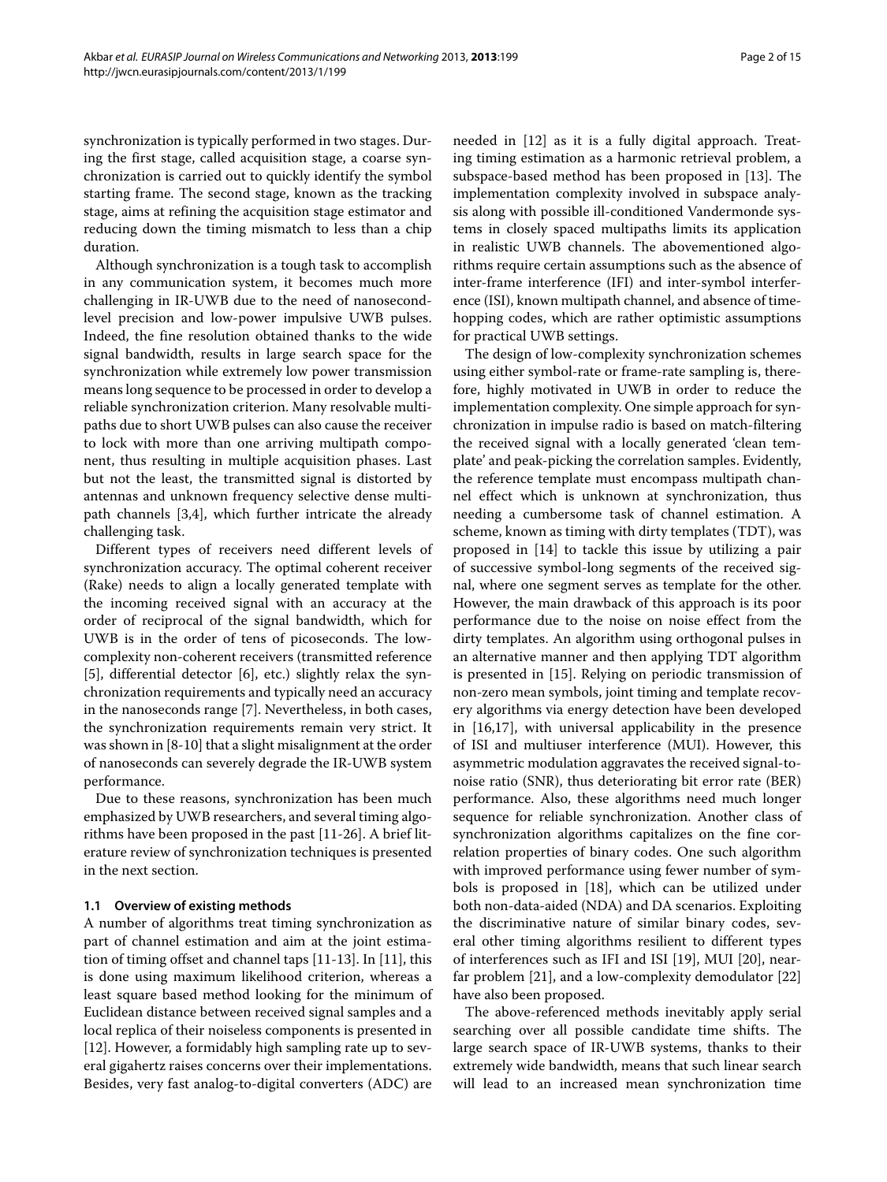synchronization is typically performed in two stages. During the first stage, called acquisition stage, a coarse synchronization is carried out to quickly identify the symbol starting frame. The second stage, known as the tracking stage, aims at refining the acquisition stage estimator and reducing down the timing mismatch to less than a chip duration.

Although synchronization is a tough task to accomplish in any communication system, it becomes much more challenging in IR-UWB due to the need of nanosecond-level precision and low-power impulsive UWB pulses. Indeed, the fine resolution obtained thanks to the wide signal bandwidth, results in large search space for the synchronization while extremely low power transmission means long sequence to be processed in order to develop a reliable synchronization criterion. Many resolvable multipaths due to short UWB pulses can also cause the receiver to lock with more than one arriving multipath component, thus resulting in multiple acquisition phases. Last but not the least, the transmitted signal is distorted by antennas and unknown frequency selective dense multipath channels [3,4], which further intricate the already challenging task.

Different types of receivers need different levels of synchronization accuracy. The optimal coherent receiver (Rake) needs to align a locally generated template with the incoming received signal with an accuracy at the order of reciprocal of the signal bandwidth, which for UWB is in the order of tens of picoseconds. The low-complexity non-coherent receivers (transmitted reference [5], differential detector [6], etc.) slightly relax the synchronization requirements and typically need an accuracy in the nanoseconds range [7]. Nevertheless, in both cases, the synchronization requirements remain very strict. It was shown in [8-10] that a slight misalignment at the order of nanoseconds can severely degrade the IR-UWB system performance.

Due to these reasons, synchronization has been much emphasized by UWB researchers, and several timing algorithms have been proposed in the past [11-26]. A brief literature review of synchronization techniques is presented in the next section.

### 1.1 Overview of existing methods

A number of algorithms treat timing synchronization as part of channel estimation and aim at the joint estimation of timing offset and channel taps [11-13]. In [11], this is done using maximum likelihood criterion, whereas a least square based method looking for the minimum of Euclidean distance between received signal samples and a local replica of their noiseless components is presented in [12]. However, a formidably high sampling rate up to several gigahertz raises concerns over their implementations. Besides, very fast analog-to-digital converters (ADC) are needed in [12] as it is a fully digital approach. Treating timing estimation as a harmonic retrieval problem, a subspace-based method has been proposed in [13]. The implementation complexity involved in subspace analysis along with possible ill-conditioned Vandermonde systems in closely spaced multipaths limits its application in realistic UWB channels. The abovementioned algorithms require certain assumptions such as the absence of inter-frame interference (IFI) and inter-symbol interference (ISI), known multipath channel, and absence of time-hopping codes, which are rather optimistic assumptions for practical UWB settings.

The design of low-complexity synchronization schemes using either symbol-rate or frame-rate sampling is, therefore, highly motivated in UWB in order to reduce the implementation complexity. One simple approach for synchronization in impulse radio is based on match-filtering the received signal with a locally generated 'clean template' and peak-picking the correlation samples. Evidently, the reference template must encompass multipath channel effect which is unknown at synchronization, thus needing a cumbersome task of channel estimation. A scheme, known as timing with dirty templates (TDT), was proposed in [14] to tackle this issue by utilizing a pair of successive symbol-long segments of the received signal, where one segment serves as template for the other. However, the main drawback of this approach is its poor performance due to the noise on noise effect from the dirty templates. An algorithm using orthogonal pulses in an alternative manner and then applying TDT algorithm is presented in [15]. Relying on periodic transmission of non-zero mean symbols, joint timing and template recovery algorithms via energy detection have been developed in [16,17], with universal applicability in the presence of ISI and multiuser interference (MUI). However, this asymmetric modulation aggravates the received signal-to-noise ratio (SNR), thus deteriorating bit error rate (BER) performance. Also, these algorithms need much longer sequence for reliable synchronization. Another class of synchronization algorithms capitalizes on the fine correlation properties of binary codes. One such algorithm with improved performance using fewer number of symbols is proposed in [18], which can be utilized under both non-data-aided (NDA) and DA scenarios. Exploiting the discriminative nature of similar binary codes, several other timing algorithms resilient to different types of interferences such as IFI and ISI [19], MUI [20], near-far problem [21], and a low-complexity demodulator [22] have also been proposed.

The above-referenced methods inevitably apply serial searching over all possible candidate time shifts. The large search space of IR-UWB systems, thanks to their extremely wide bandwidth, means that such linear search will lead to an increased mean synchronization time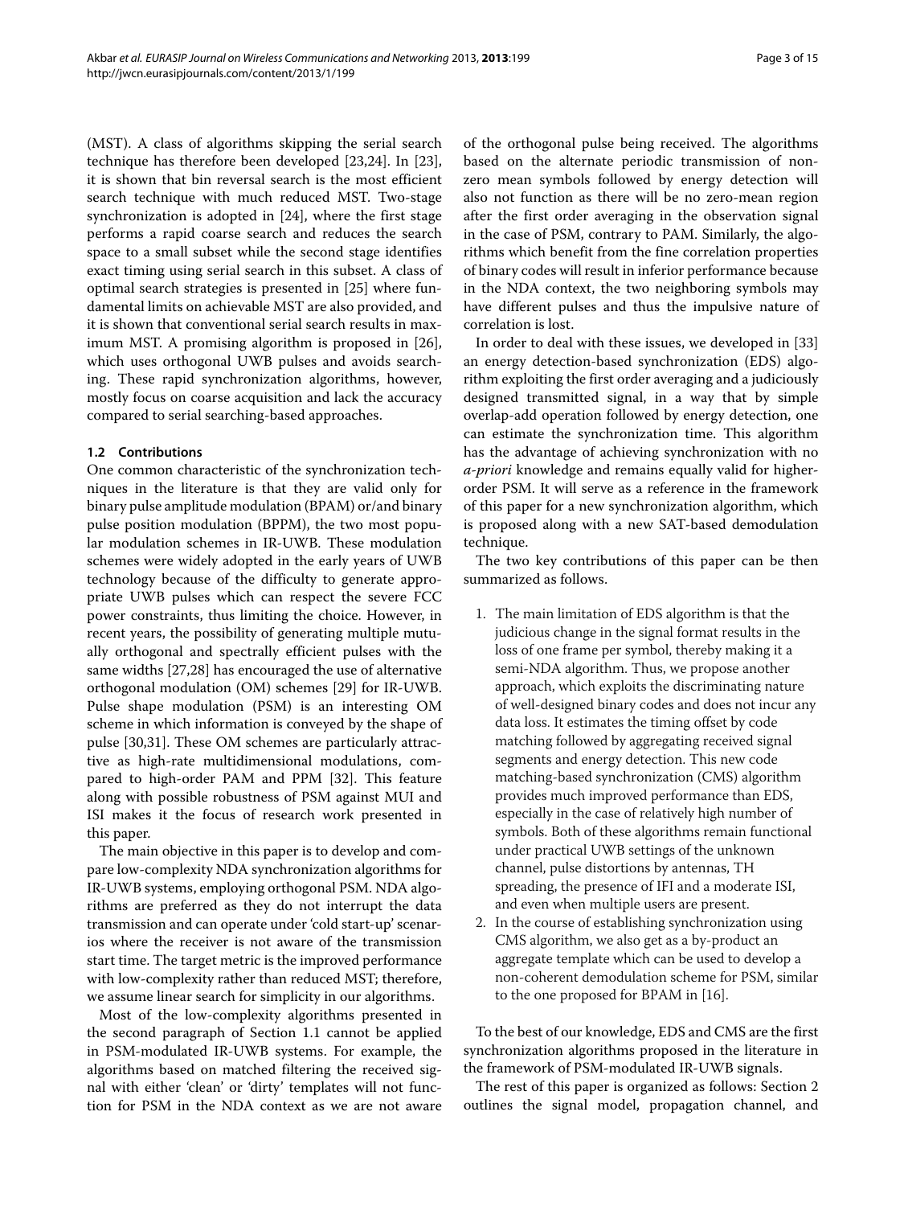(MST). A class of algorithms skipping the serial search technique has therefore been developed [23,24]. In [23], it is shown that bin reversal search is the most efficient search technique with much reduced MST. Two-stage synchronization is adopted in [24], where the first stage performs a rapid coarse search and reduces the search space to a small subset while the second stage identifies exact timing using serial search in this subset. A class of optimal search strategies is presented in [25] where fundamental limits on achievable MST are also provided, and it is shown that conventional serial search results in maximum MST. A promising algorithm is proposed in [26], which uses orthogonal UWB pulses and avoids searching. These rapid synchronization algorithms, however, mostly focus on coarse acquisition and lack the accuracy compared to serial searching-based approaches.

### 1.2 Contributions

One common characteristic of the synchronization techniques in the literature is that they are valid only for binary pulse amplitude modulation (BPAM) or/and binary pulse position modulation (BPPM), the two most popular modulation schemes in IR-UWB. These modulation schemes were widely adopted in the early years of UWB technology because of the difficulty to generate appropriate UWB pulses which can respect the severe FCC power constraints, thus limiting the choice. However, in recent years, the possibility of generating multiple mutually orthogonal and spectrally efficient pulses with the same widths [27,28] has encouraged the use of alternative orthogonal modulation (OM) schemes [29] for IR-UWB. Pulse shape modulation (PSM) is an interesting OM scheme in which information is conveyed by the shape of pulse [30,31]. These OM schemes are particularly attractive as high-rate multidimensional modulations, compared to high-order PAM and PPM [32]. This feature along with possible robustness of PSM against MUI and ISI makes it the focus of research work presented in this paper.

The main objective in this paper is to develop and compare low-complexity NDA synchronization algorithms for IR-UWB systems, employing orthogonal PSM. NDA algorithms are preferred as they do not interrupt the data transmission and can operate under 'cold start-up' scenarios where the receiver is not aware of the transmission start time. The target metric is the improved performance with low-complexity rather than reduced MST; therefore, we assume linear search for simplicity in our algorithms.

Most of the low-complexity algorithms presented in the second paragraph of Section 1.1 cannot be applied in PSM-modulated IR-UWB systems. For example, the algorithms based on matched filtering the received signal with either 'clean' or 'dirty' templates will not function for PSM in the NDA context as we are not aware of the orthogonal pulse being received. The algorithms based on the alternate periodic transmission of non-zero mean symbols followed by energy detection will also not function as there will be no zero-mean region after the first order averaging in the observation signal in the case of PSM, contrary to PAM. Similarly, the algorithms which benefit from the fine correlation properties of binary codes will result in inferior performance because in the NDA context, the two neighboring symbols may have different pulses and thus the impulsive nature of correlation is lost.

In order to deal with these issues, we developed in [33] an energy detection-based synchronization (EDS) algorithm exploiting the first order averaging and a judiciously designed transmitted signal, in a way that by simple overlap-add operation followed by energy detection, one can estimate the synchronization time. This algorithm has the advantage of achieving synchronization with no *a-priori* knowledge and remains equally valid for higher-order PSM. It will serve as a reference in the framework of this paper for a new synchronization algorithm, which is proposed along with a new SAT-based demodulation technique.

The two key contributions of this paper can be then summarized as follows.

1. The main limitation of EDS algorithm is that the judicious change in the signal format results in the loss of one frame per symbol, thereby making it a semi-NDA algorithm. Thus, we propose another approach, which exploits the discriminating nature of well-designed binary codes and does not incur any data loss. It estimates the timing offset by code matching followed by aggregating received signal segments and energy detection. This new code matching-based synchronization (CMS) algorithm provides much improved performance than EDS, especially in the case of relatively high number of symbols. Both of these algorithms remain functional under practical UWB settings of the unknown channel, pulse distortions by antennas, TH spreading, the presence of IFI and a moderate ISI, and even when multiple users are present.
2. In the course of establishing synchronization using CMS algorithm, we also get as a by-product an aggregate template which can be used to develop a non-coherent demodulation scheme for PSM, similar to the one proposed for BPAM in [16].

To the best of our knowledge, EDS and CMS are the first synchronization algorithms proposed in the literature in the framework of PSM-modulated IR-UWB signals.

The rest of this paper is organized as follows: Section 2 outlines the signal model, propagation channel, and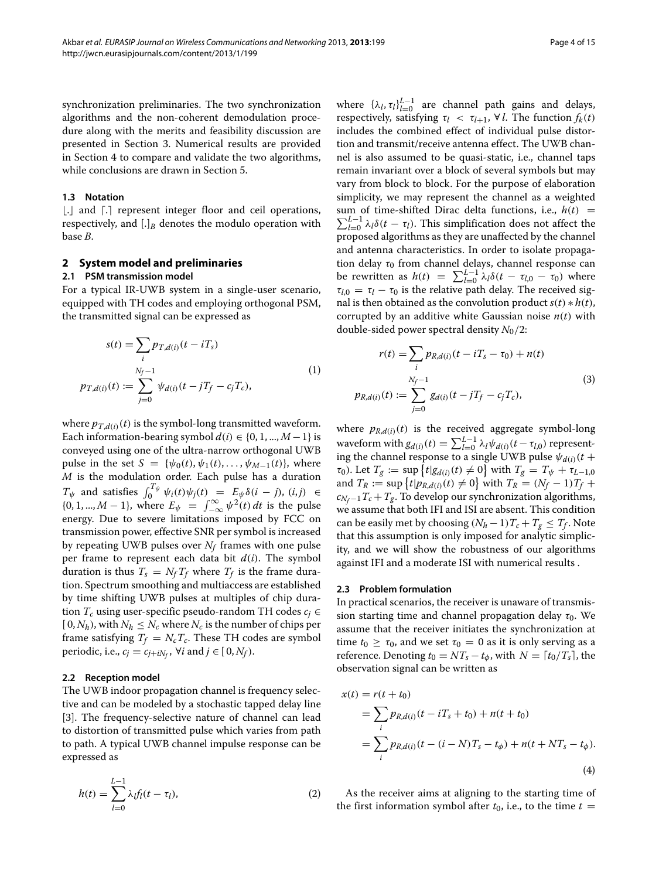synchronization preliminaries. The two synchronization algorithms and the non-coherent demodulation procedure along with the merits and feasibility discussion are presented in Section 3. Numerical results are provided in Section 4 to compare and validate the two algorithms, while conclusions are drawn in Section 5.

### 1.3 Notation

$\lfloor . \rfloor$ and $\lceil . \rceil$ represent integer floor and ceil operations, respectively, and $[.]_B$ denotes the modulo operation with base $B$.

## 2 System model and preliminaries

### 2.1 PSM transmission model

For a typical IR-UWB system in a single-user scenario, equipped with TH codes and employing orthogonal PSM, the transmitted signal can be expressed as

$$
\begin{aligned}
s(t) &= \sum_i p_{T,d(i)}(t - iT_s) \\
p_{T,d(i)}(t) &:= \sum_{j=0}^{N_f - 1} \psi_{d(i)}(t - jT_f - c_j T_c),
\end{aligned}
\tag{1}
$$

where $p_{T,d(i)}(t)$ is the symbol-long transmitted waveform. Each information-bearing symbol $d(i) \in \{0, 1, ..., M-1\}$ is conveyed using one of the ultra-narrow orthogonal UWB pulse in the set $S = \{\psi_0(t), \psi_1(t), \ldots, \psi_{M-1}(t)\}$, where $M$ is the modulation order. Each pulse has a duration $T_\psi$ and satisfies $\int_0^{T_\psi} \psi_i(t)\psi_j(t) = E_\psi \delta(i-j)$, $(i,j) \in \{0, 1, ..., M-1\}$, where $E_\psi = \int_{-\infty}^{\infty} \psi^2(t)\, dt$ is the pulse energy. Due to severe limitations imposed by FCC on transmission power, effective SNR per symbol is increased by repeating UWB pulses over $N_f$ frames with one pulse per frame to represent each data bit $d(i)$. The symbol duration is thus $T_s = N_f T_f$ where $T_f$ is the frame duration. Spectrum smoothing and multiaccess are established by time shifting UWB pulses at multiples of chip duration $T_c$ using user-specific pseudo-random TH codes $c_j \in [0, N_h)$, with $N_h \leq N_c$ where $N_c$ is the number of chips per frame satisfying $T_f = N_c T_c$. These TH codes are symbol periodic, i.e., $c_j = c_{j+iN_f}$, $\forall i$ and $j \in [0, N_f)$.

### 2.2 Reception model

The UWB indoor propagation channel is frequency selective and can be modeled by a stochastic tapped delay line [3]. The frequency-selective nature of channel can lead to distortion of transmitted pulse which varies from path to path. A typical UWB channel impulse response can be expressed as

$$
h(t) = \sum_{l=0}^{L-1} \lambda_l f_l(t - \tau_l),
\tag{2}
$$

where $\{\lambda_l, \tau_l\}_{l=0}^{L-1}$ are channel path gains and delays, respectively, satisfying $\tau_l < \tau_{l+1}$, $\forall\, l$. The function $f_k(t)$ includes the combined effect of individual pulse distortion and transmit/receive antenna effect. The UWB channel is also assumed to be quasi-static, i.e., channel taps remain invariant over a block of several symbols but may vary from block to block. For the purpose of elaboration simplicity, we may represent the channel as a weighted sum of time-shifted Dirac delta functions, i.e., $h(t) = \sum_{l=0}^{L-1} \lambda_l \delta(t - \tau_l)$. This simplification does not affect the proposed algorithms as they are unaffected by the channel and antenna characteristics. In order to isolate propagation delay $\tau_0$ from channel delays, channel response can be rewritten as $h(t) = \sum_{l=0}^{L-1} \lambda_l \delta(t - \tau_{l,0} - \tau_0)$ where $\tau_{l,0} = \tau_l - \tau_0$ is the relative path delay. The received signal is then obtained as the convolution product $s(t) * h(t)$, corrupted by an additive white Gaussian noise $n(t)$ with double-sided power spectral density $N_0/2$:

$$
\begin{aligned}
r(t) &= \sum_i p_{R,d(i)}(t - iT_s - \tau_0) + n(t) \\
p_{R,d(i)}(t) &:= \sum_{j=0}^{N_f - 1} g_{d(i)}(t - jT_f - c_j T_c),
\end{aligned}
\tag{3}
$$

where $p_{R,d(i)}(t)$ is the received aggregate symbol-long waveform with $g_{d(i)}(t) = \sum_{l=0}^{L-1} \lambda_l \psi_{d(i)}(t - \tau_{l,0})$ representing the channel response to a single UWB pulse $\psi_{d(i)}(t + \tau_0)$. Let $T_g := \sup\{t | g_{d(i)}(t) \neq 0\}$ with $T_g = T_\psi + \tau_{L-1,0}$ and $T_R := \sup\{t | p_{R,d(i)}(t) \neq 0\}$ with $T_R = (N_f - 1)T_f + c_{N_f - 1} T_c + T_g$. To develop our synchronization algorithms, we assume that both IFI and ISI are absent. This condition can be easily met by choosing $(N_h - 1)T_c + T_g \leq T_f$. Note that this assumption is only imposed for analytic simplicity, and we will show the robustness of our algorithms against IFI and a moderate ISI with numerical results .

### 2.3 Problem formulation

In practical scenarios, the receiver is unaware of transmission starting time and channel propagation delay $\tau_0$. We assume that the receiver initiates the synchronization at time $t_0 \geq \tau_0$, and we set $\tau_0 = 0$ as it is only serving as a reference. Denoting $t_0 = NT_s - t_\phi$, with $N = \lceil t_0/T_s \rceil$, the observation signal can be written as

$$
\begin{aligned}
x(t) &= r(t + t_0) \\
&= \sum_i p_{R,d(i)}(t - iT_s + t_0) + n(t + t_0) \\
&= \sum_i p_{R,d(i)}(t - (i - N)T_s - t_\phi) + n(t + NT_s - t_\phi).
\end{aligned}
\tag{4}
$$

As the receiver aims at aligning to the starting time of the first information symbol after $t_0$, i.e., to the time $t =$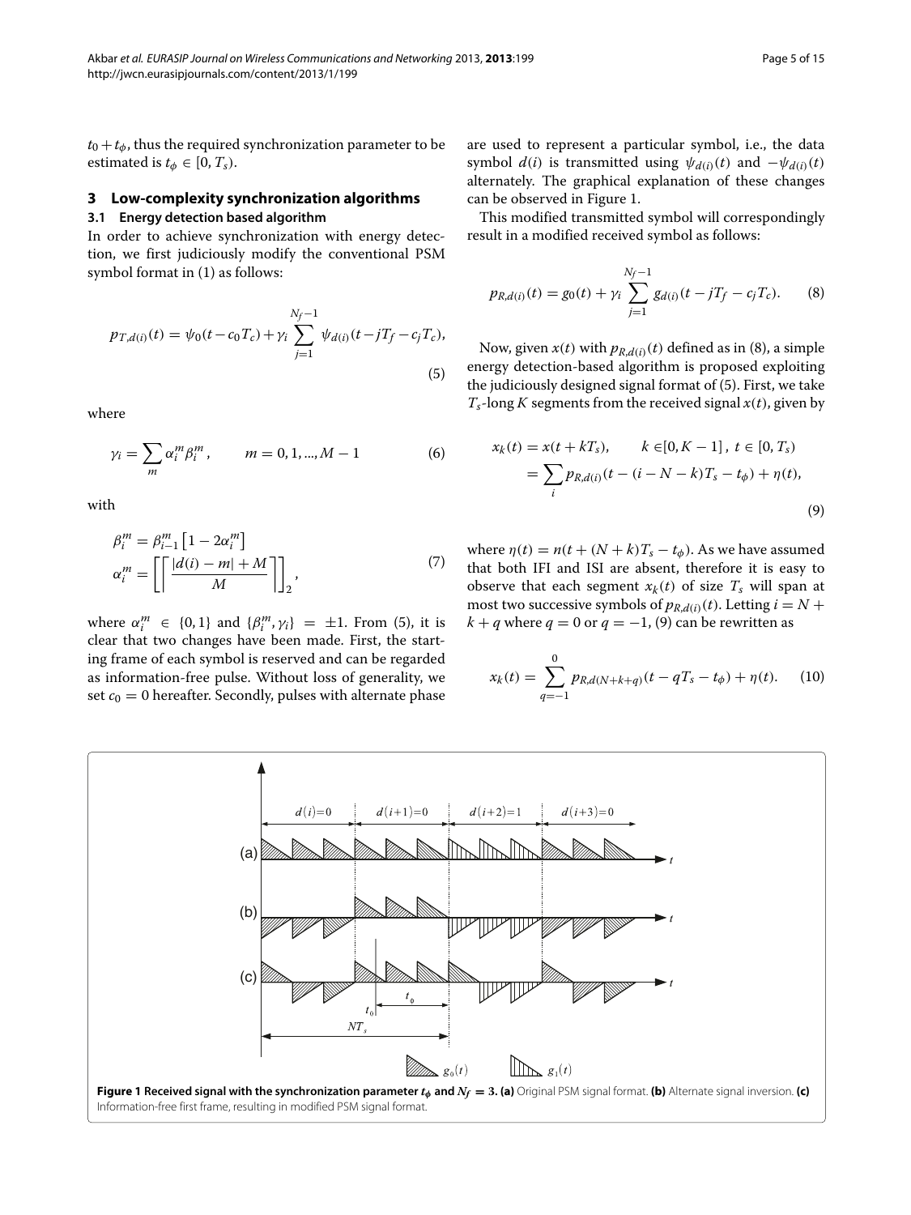$t_0 + t_\phi$, thus the required synchronization parameter to be estimated is $t_\phi \in [0, T_s)$.

## 3 Low-complexity synchronization algorithms

### 3.1 Energy detection based algorithm

In order to achieve synchronization with energy detection, we first judiciously modify the conventional PSM symbol format in (1) as follows:

$$p_{T,d(i)}(t) = \psi_0(t - c_0 T_c) + \gamma_i \sum_{j=1}^{N_f - 1} \psi_{d(i)}(t - jT_f - c_j T_c), \tag{5}$$

where

$$\gamma_i = \sum_m \alpha_i^m \beta_i^m, \qquad m = 0, 1, ..., M-1 \tag{6}$$

with

$$\begin{aligned} \beta_i^m &= \beta_{i-1}^m \left[1 - 2\alpha_i^m\right] \\ \alpha_i^m &= \left[\left\lceil \frac{|d(i) - m| + M}{M} \right\rceil\right]_2, \end{aligned} \tag{7}$$

where $\alpha_i^m \in \{0, 1\}$ and $\{\beta_i^m, \gamma_i\} = \pm 1$. From (5), it is clear that two changes have been made. First, the starting frame of each symbol is reserved and can be regarded as information-free pulse. Without loss of generality, we set $c_0 = 0$ hereafter. Secondly, pulses with alternate phase are used to represent a particular symbol, i.e., the data symbol $d(i)$ is transmitted using $\psi_{d(i)}(t)$ and $-\psi_{d(i)}(t)$ alternately. The graphical explanation of these changes can be observed in Figure 1.

This modified transmitted symbol will correspondingly result in a modified received symbol as follows:

$$p_{R,d(i)}(t) = g_0(t) + \gamma_i \sum_{j=1}^{N_f - 1} g_{d(i)}(t - jT_f - c_j T_c). \tag{8}$$

Now, given $x(t)$ with $p_{R,d(i)}(t)$ defined as in (8), a simple energy detection-based algorithm is proposed exploiting the judiciously designed signal format of (5). First, we take $T_s$-long $K$ segments from the received signal $x(t)$, given by

$$\begin{aligned} x_k(t) &= x(t + kT_s), \qquad k \in [0, K-1], \; t \in [0, T_s) \\ &= \sum_i p_{R,d(i)}(t - (i - N - k)T_s - t_\phi) + \eta(t), \end{aligned} \tag{9}$$

where $\eta(t) = n(t + (N + k)T_s - t_\phi)$. As we have assumed that both IFI and ISI are absent, therefore it is easy to observe that each segment $x_k(t)$ of size $T_s$ will span at most two successive symbols of $p_{R,d(i)}(t)$. Letting $i = N + k + q$ where $q = 0$ or $q = -1$, (9) can be rewritten as

$$x_k(t) = \sum_{q=-1}^{0} p_{R,d(N+k+q)}(t - qT_s - t_\phi) + \eta(t). \tag{10}$$

**Figure 1 Received signal with the synchronization parameter $t_\phi$ and $N_f = 3$. (a)** Original PSM signal format. **(b)** Alternate signal inversion. **(c)** Information-free first frame, resulting in modified PSM signal format.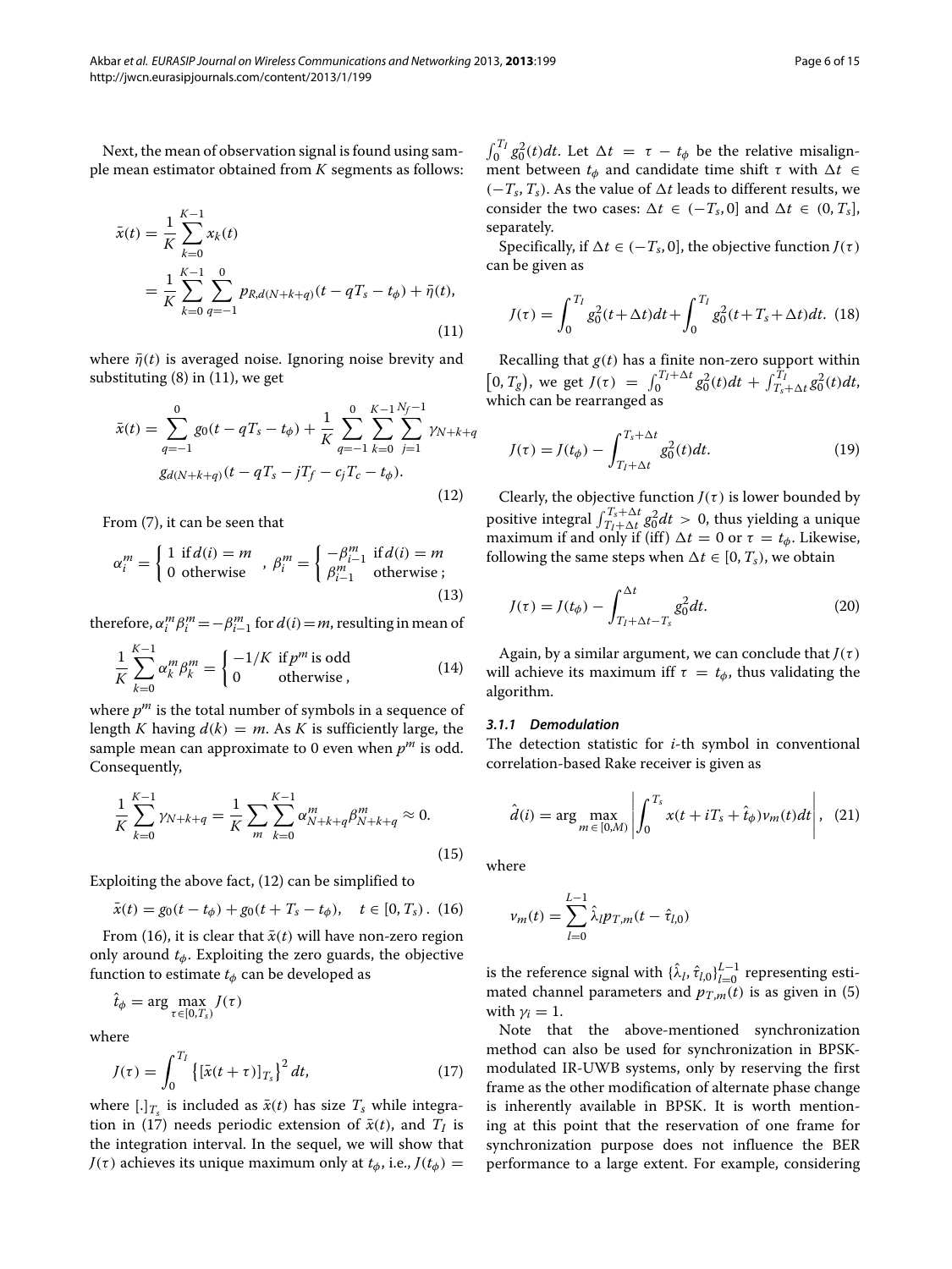Next, the mean of observation signal is found using sample mean estimator obtained from $K$ segments as follows:

$$
\begin{aligned}
\bar{x}(t) &= \frac{1}{K}\sum_{k=0}^{K-1} x_k(t) \\
&= \frac{1}{K}\sum_{k=0}^{K-1}\sum_{q=-1}^{0} p_{R,d(N+k+q)}(t-qT_s-t_\phi)+\bar{\eta}(t),
\end{aligned}
\tag{11}
$$

where $\bar{\eta}(t)$ is averaged noise. Ignoring noise brevity and substituting (8) in (11), we get

$$
\begin{aligned}
\bar{x}(t) = \sum_{q=-1}^{0} g_0(t-qT_s-t_\phi) + \frac{1}{K}\sum_{q=-1}^{0}\sum_{k=0}^{K-1}\sum_{j=1}^{N_f-1}\gamma_{N+k+q} \\
g_{d(N+k+q)}(t-qT_s-jT_f-c_jT_c-t_\phi).
\end{aligned}
\tag{12}
$$

From (7), it can be seen that

$$
\alpha_i^m = \begin{cases} 1 & \text{if } d(i)=m \\ 0 & \text{otherwise} \end{cases}, \quad \beta_i^m = \begin{cases} -\beta_{i-1}^m & \text{if } d(i)=m \\ \beta_{i-1}^m & \text{otherwise} \end{cases};
\tag{13}
$$

therefore, $\alpha_i^m\beta_i^m = -\beta_{i-1}^m$ for $d(i)=m$, resulting in mean of

$$
\frac{1}{K}\sum_{k=0}^{K-1}\alpha_k^m\beta_k^m = \begin{cases} -1/K & \text{if } p^m \text{ is odd} \\ 0 & \text{otherwise}, \end{cases}
\tag{14}
$$

where $p^m$ is the total number of symbols in a sequence of length $K$ having $d(k)=m$. As $K$ is sufficiently large, the sample mean can approximate to 0 even when $p^m$ is odd. Consequently,

$$
\frac{1}{K}\sum_{k=0}^{K-1}\gamma_{N+k+q} = \frac{1}{K}\sum_{m}\sum_{k=0}^{K-1}\alpha_{N+k+q}^m\beta_{N+k+q}^m \approx 0.
\tag{15}
$$

Exploiting the above fact, (12) can be simplified to

$$
\bar{x}(t) = g_0(t-t_\phi) + g_0(t+T_s-t_\phi), \quad t \in [0, T_s). \tag{16}
$$

From (16), it is clear that $\bar{x}(t)$ will have non-zero region only around $t_\phi$. Exploiting the zero guards, the objective function to estimate $t_\phi$ can be developed as

$$
\hat{t}_\phi = \arg\max_{\tau\in[0,T_s)} J(\tau)
$$

where

$$
J(\tau) = \int_0^{T_I}\left\{[\bar{x}(t+\tau)]_{T_s}\right\}^2 dt, \tag{17}
$$

where $[.]_{T_s}$ is included as $\bar{x}(t)$ has size $T_s$ while integration in (17) needs periodic extension of $\bar{x}(t)$, and $T_I$ is the integration interval. In the sequel, we will show that $J(\tau)$ achieves its unique maximum only at $t_\phi$, i.e., $J(t_\phi) = \int_0^{T_I} g_0^2(t)dt$. Let $\Delta t = \tau - t_\phi$ be the relative misalignment between $t_\phi$ and candidate time shift $\tau$ with $\Delta t \in (-T_s, T_s)$. As the value of $\Delta t$ leads to different results, we consider the two cases: $\Delta t \in (-T_s, 0]$ and $\Delta t \in (0, T_s]$, separately.

Specifically, if $\Delta t \in (-T_s, 0]$, the objective function $J(\tau)$ can be given as

$$
J(\tau) = \int_0^{T_I} g_0^2(t+\Delta t)dt + \int_0^{T_I} g_0^2(t+T_s+\Delta t)dt. \tag{18}
$$

Recalling that $g(t)$ has a finite non-zero support within $[0, T_g)$, we get $J(\tau) = \int_0^{T_I+\Delta t} g_0^2(t)dt + \int_{T_s+\Delta t}^{T_I} g_0^2(t)dt$, which can be rearranged as

$$
J(\tau) = J(t_\phi) - \int_{T_I+\Delta t}^{T_s+\Delta t} g_0^2(t)dt. \tag{19}
$$

Clearly, the objective function $J(\tau)$ is lower bounded by positive integral $\int_{T_I+\Delta t}^{T_s+\Delta t} g_0^2 dt > 0$, thus yielding a unique maximum if and only if (iff) $\Delta t = 0$ or $\tau = t_\phi$. Likewise, following the same steps when $\Delta t \in [0, T_s)$, we obtain

$$
J(\tau) = J(t_\phi) - \int_{T_I+\Delta t-T_s}^{\Delta t} g_0^2 dt. \tag{20}
$$

Again, by a similar argument, we can conclude that $J(\tau)$ will achieve its maximum iff $\tau = t_\phi$, thus validating the algorithm.

#### 3.1.1 Demodulation

The detection statistic for $i$-th symbol in conventional correlation-based Rake receiver is given as

$$
\hat{d}(i) = \arg\max_{m\in[0,M)}\left|\int_0^{T_s} x(t+iT_s+\hat{t}_\phi)\nu_m(t)dt\right|, \tag{21}
$$

where

$$
\nu_m(t) = \sum_{l=0}^{L-1}\hat{\lambda}_l p_{T,m}(t-\hat{\tau}_{l,0})
$$

is the reference signal with $\{\hat{\lambda}_l, \hat{\tau}_{l,0}\}_{l=0}^{L-1}$ representing estimated channel parameters and $p_{T,m}(t)$ is as given in (5) with $\gamma_i = 1$.

Note that the above-mentioned synchronization method can also be used for synchronization in BPSK-modulated IR-UWB systems, only by reserving the first frame as the other modification of alternate phase change is inherently available in BPSK. It is worth mentioning at this point that the reservation of one frame for synchronization purpose does not influence the BER performance to a large extent. For example, considering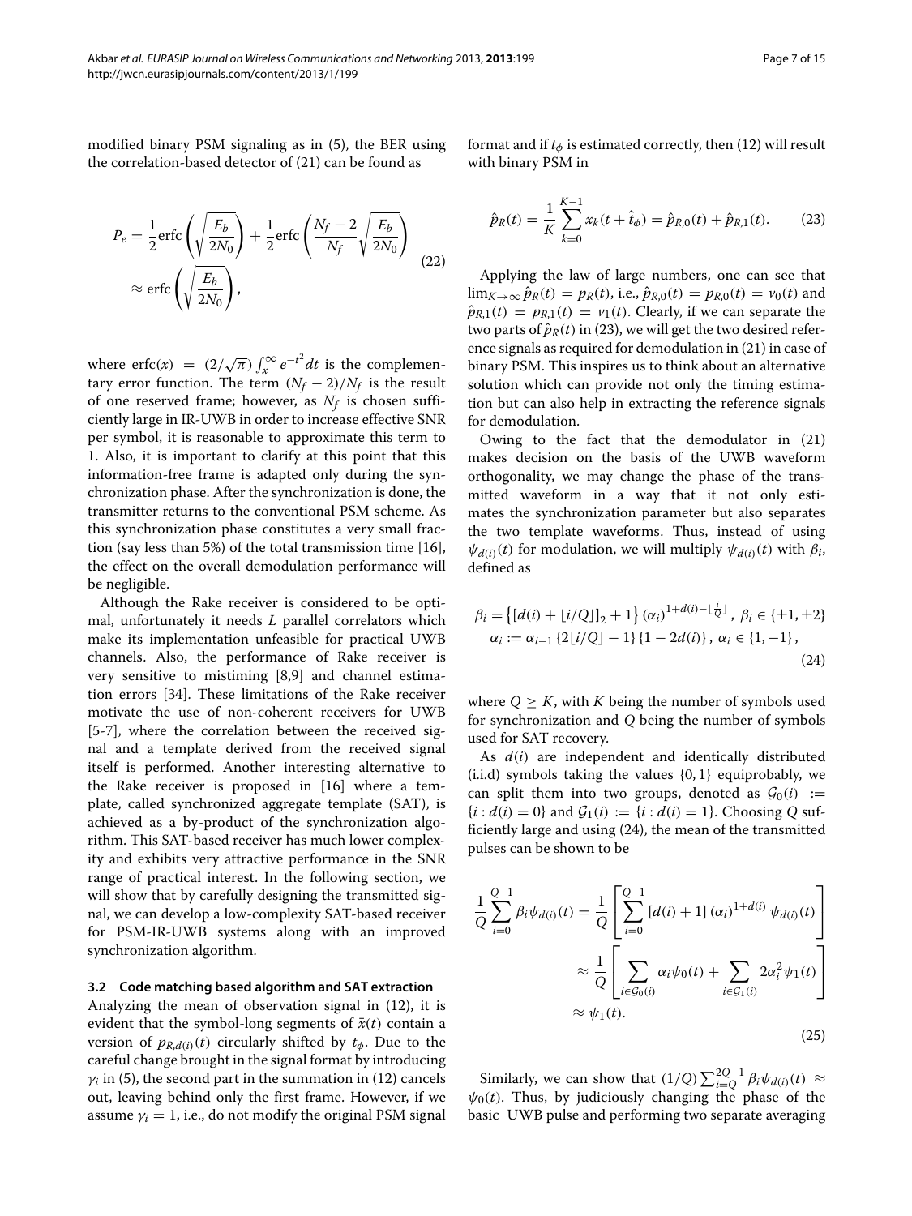modified binary PSM signaling as in (5), the BER using the correlation-based detector of (21) can be found as

$$
\begin{aligned}
P_e &= \frac{1}{2}\mathrm{erfc}\left(\sqrt{\frac{E_b}{2N_0}}\right) + \frac{1}{2}\mathrm{erfc}\left(\frac{N_f-2}{N_f}\sqrt{\frac{E_b}{2N_0}}\right) \\
&\approx \mathrm{erfc}\left(\sqrt{\frac{E_b}{2N_0}}\right),
\end{aligned}
\tag{22}
$$

where $\mathrm{erfc}(x) = (2/\sqrt{\pi})\int_x^\infty e^{-t^2}dt$ is the complementary error function. The term $(N_f-2)/N_f$ is the result of one reserved frame; however, as $N_f$ is chosen sufficiently large in IR-UWB in order to increase effective SNR per symbol, it is reasonable to approximate this term to 1. Also, it is important to clarify at this point that this information-free frame is adapted only during the synchronization phase. After the synchronization is done, the transmitter returns to the conventional PSM scheme. As this synchronization phase constitutes a very small fraction (say less than 5%) of the total transmission time [16], the effect on the overall demodulation performance will be negligible.

Although the Rake receiver is considered to be optimal, unfortunately it needs $L$ parallel correlators which make its implementation unfeasible for practical UWB channels. Also, the performance of Rake receiver is very sensitive to mistiming [8,9] and channel estimation errors [34]. These limitations of the Rake receiver motivate the use of non-coherent receivers for UWB [5-7], where the correlation between the received signal and a template derived from the received signal itself is performed. Another interesting alternative to the Rake receiver is proposed in [16] where a template, called synchronized aggregate template (SAT), is achieved as a by-product of the synchronization algorithm. This SAT-based receiver has much lower complexity and exhibits very attractive performance in the SNR range of practical interest. In the following section, we will show that by carefully designing the transmitted signal, we can develop a low-complexity SAT-based receiver for PSM-IR-UWB systems along with an improved synchronization algorithm.

### 3.2 Code matching based algorithm and SAT extraction

Analyzing the mean of observation signal in (12), it is evident that the symbol-long segments of $\tilde{x}(t)$ contain a version of $p_{R,d(i)}(t)$ circularly shifted by $t_\phi$. Due to the careful change brought in the signal format by introducing $\gamma_i$ in (5), the second part in the summation in (12) cancels out, leaving behind only the first frame. However, if we assume $\gamma_i = 1$, i.e., do not modify the original PSM signal format and if $t_\phi$ is estimated correctly, then (12) will result with binary PSM in

$$
\hat{p}_R(t) = \frac{1}{K}\sum_{k=0}^{K-1} x_k(t+\hat{t}_\phi) = \hat{p}_{R,0}(t) + \hat{p}_{R,1}(t). \tag{23}
$$

Applying the law of large numbers, one can see that $\lim_{K\to\infty}\hat{p}_R(t) = p_R(t)$, i.e., $\hat{p}_{R,0}(t) = p_{R,0}(t) = \nu_0(t)$ and $\hat{p}_{R,1}(t) = p_{R,1}(t) = \nu_1(t)$. Clearly, if we can separate the two parts of $\hat{p}_R(t)$ in (23), we will get the two desired reference signals as required for demodulation in (21) in case of binary PSM. This inspires us to think about an alternative solution which can provide not only the timing estimation but can also help in extracting the reference signals for demodulation.

Owing to the fact that the demodulator in (21) makes decision on the basis of the UWB waveform orthogonality, we may change the phase of the transmitted waveform in a way that it not only estimates the synchronization parameter but also separates the two template waveforms. Thus, instead of using $\psi_{d(i)}(t)$ for modulation, we will multiply $\psi_{d(i)}(t)$ with $\beta_i$, defined as

$$
\begin{aligned}
\beta_i &= \left\{[d(i) + \lfloor i/Q \rfloor]_2 + 1\right\}(\alpha_i)^{1+d(i)-\lfloor \frac{i}{Q} \rfloor},\ \beta_i \in \{\pm1, \pm2\} \\
\alpha_i &:= \alpha_{i-1}\{2\lfloor i/Q \rfloor - 1\}\{1-2d(i)\},\ \alpha_i \in \{1,-1\},
\end{aligned}
\tag{24}
$$

where $Q \geq K$, with $K$ being the number of symbols used for synchronization and $Q$ being the number of symbols used for SAT recovery.

As $d(i)$ are independent and identically distributed (i.i.d) symbols taking the values $\{0,1\}$ equiprobably, we can split them into two groups, denoted as $\mathcal{G}_0(i) := \{i : d(i) = 0\}$ and $\mathcal{G}_1(i) := \{i : d(i) = 1\}$. Choosing $Q$ sufficiently large and using (24), the mean of the transmitted pulses can be shown to be

$$
\begin{aligned}
\frac{1}{Q}\sum_{i=0}^{Q-1}\beta_i\psi_{d(i)}(t) &= \frac{1}{Q}\left[\sum_{i=0}^{Q-1}[d(i)+1](\alpha_i)^{1+d(i)}\psi_{d(i)}(t)\right] \\
&\approx \frac{1}{Q}\left[\sum_{i\in\mathcal{G}_0(i)}\alpha_i\psi_0(t) + \sum_{i\in\mathcal{G}_1(i)}2\alpha_i^2\psi_1(t)\right] \\
&\approx \psi_1(t).
\end{aligned}
\tag{25}
$$

Similarly, we can show that $(1/Q)\sum_{i=Q}^{2Q-1}\beta_i\psi_{d(i)}(t) \approx \psi_0(t)$. Thus, by judiciously changing the phase of the basic UWB pulse and performing two separate averaging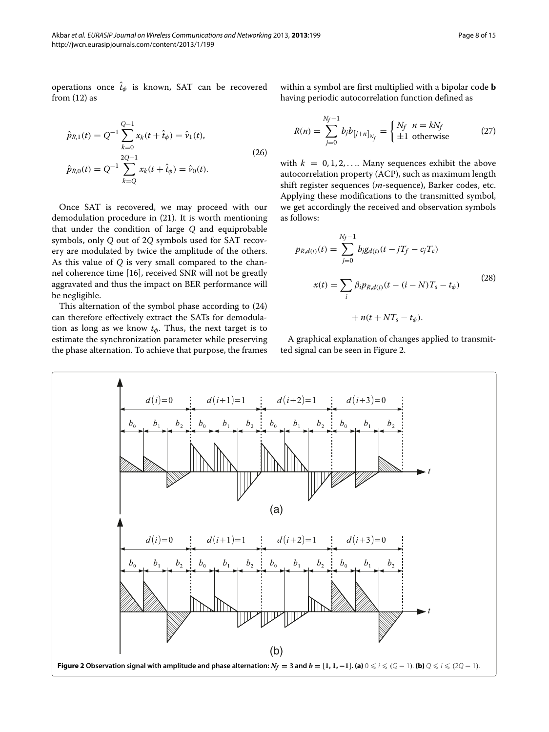operations once $\hat{t}_\phi$ is known, SAT can be recovered from (12) as

$$\hat{p}_{R,1}(t) = Q^{-1} \sum_{k=0}^{Q-1} x_k(t + \hat{t}_\phi) = \hat{v}_1(t),$$
$$\hat{p}_{R,0}(t) = Q^{-1} \sum_{k=Q}^{2Q-1} x_k(t + \hat{t}_\phi) = \hat{v}_0(t). \tag{26}$$

Once SAT is recovered, we may proceed with our demodulation procedure in (21). It is worth mentioning that under the condition of large $Q$ and equiprobable symbols, only $Q$ out of $2Q$ symbols used for SAT recovery are modulated by twice the amplitude of the others. As this value of $Q$ is very small compared to the channel coherence time [16], received SNR will not be greatly aggravated and thus the impact on BER performance will be negligible.

This alternation of the symbol phase according to (24) can therefore effectively extract the SATs for demodulation as long as we know $t_\phi$. Thus, the next target is to estimate the synchronization parameter while preserving the phase alternation. To achieve that purpose, the frames within a symbol are first multiplied with a bipolar code **b** having periodic autocorrelation function defined as

$$R(n) = \sum_{j=0}^{N_f-1} b_j b_{[j+n]_{N_f}} = \begin{cases} N_f & n = kN_f \\ \pm 1 & \text{otherwise} \end{cases} \tag{27}$$

with $k = 0, 1, 2, \ldots$. Many sequences exhibit the above autocorrelation property (ACP), such as maximum length shift register sequences ($m$-sequence), Barker codes, etc. Applying these modifications to the transmitted symbol, we get accordingly the received and observation symbols as follows:

$$p_{R,d(i)}(t) = \sum_{j=0}^{N_f-1} b_j g_{d(i)}(t - jT_f - c_j T_c)$$
$$x(t) = \sum_i \beta_i p_{R,d(i)}(t - (i - N)T_s - t_\phi) + n(t + NT_s - t_\phi). \tag{28}$$

A graphical explanation of changes applied to transmitted signal can be seen in Figure 2.

**Figure 2 Observation signal with amplitude and phase alternation: $N_f = 3$ and $b = [1, 1, -1]$. (a)** $0 \leqslant i \leqslant (Q-1)$. **(b)** $Q \leqslant i \leqslant (2Q-1)$.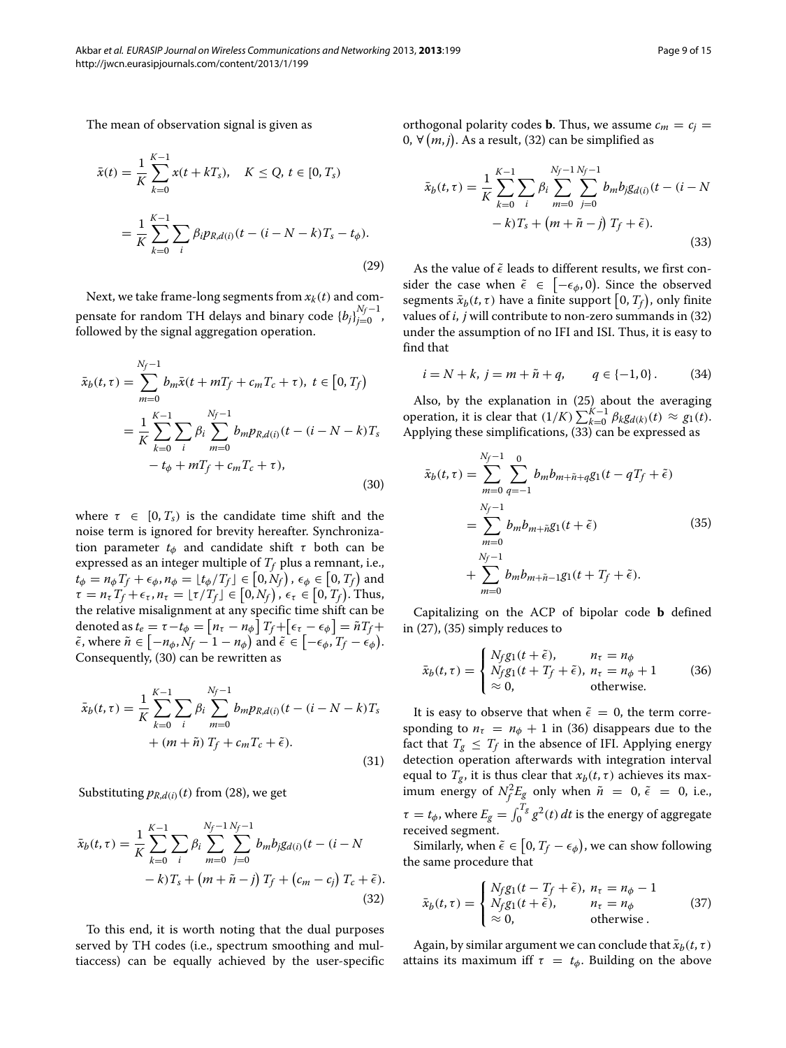The mean of observation signal is given as

$$
\begin{aligned}
\bar{x}(t) &= \frac{1}{K}\sum_{k=0}^{K-1} x(t+kT_s), \quad K \leq Q,\ t \in [0, T_s) \\
&= \frac{1}{K}\sum_{k=0}^{K-1}\sum_{i} \beta_i p_{R,d(i)}(t-(i-N-k)T_s - t_\phi).
\end{aligned}
\tag{29}
$$

Next, we take frame-long segments from $x_k(t)$ and compensate for random TH delays and binary code $\{b_j\}_{j=0}^{N_f-1}$, followed by the signal aggregation operation.

$$
\begin{aligned}
\bar{x}_b(t,\tau) &= \sum_{m=0}^{N_f-1} b_m \bar{x}(t+mT_f+c_mT_c+\tau),\ t \in \left[0, T_f\right) \\
&= \frac{1}{K}\sum_{k=0}^{K-1}\sum_{i}\beta_i \sum_{m=0}^{N_f-1} b_m p_{R,d(i)}(t-(i-N-k)T_s \\
&\quad - t_\phi + mT_f + c_mT_c + \tau),
\end{aligned}
\tag{30}
$$

where $\tau \in [0, T_s)$ is the candidate time shift and the noise term is ignored for brevity hereafter. Synchronization parameter $t_\phi$ and candidate shift $\tau$ both can be expressed as an integer multiple of $T_f$ plus a remnant, i.e., $t_\phi = n_\phi T_f + \epsilon_\phi, n_\phi = \lfloor t_\phi / T_f \rfloor \in \left[0, N_f\right), \epsilon_\phi \in \left[0, T_f\right)$ and $\tau = n_\tau T_f + \epsilon_\tau, n_\tau = \lfloor \tau / T_f \rfloor \in \left[0, N_f\right), \epsilon_\tau \in \left[0, T_f\right)$. Thus, the relative misalignment at any specific time shift can be denoted as $t_e = \tau - t_\phi = \left[n_\tau - n_\phi\right]T_f + \left[\epsilon_\tau - \epsilon_\phi\right] = \tilde{n}T_f + \tilde{\epsilon}$, where $\tilde{n} \in \left[-n_\phi, N_f - 1 - n_\phi\right)$ and $\tilde{\epsilon} \in \left[-\epsilon_\phi, T_f - \epsilon_\phi\right)$. Consequently, (30) can be rewritten as

$$
\begin{aligned}
\bar{x}_b(t,\tau) &= \frac{1}{K}\sum_{k=0}^{K-1}\sum_{i}\beta_i \sum_{m=0}^{N_f-1} b_m p_{R,d(i)}(t-(i-N-k)T_s \\
&\quad + (m+\tilde{n})\,T_f + c_mT_c + \tilde{\epsilon}).
\end{aligned}
\tag{31}
$$

Substituting $p_{R,d(i)}(t)$ from (28), we get

$$
\begin{aligned}
\bar{x}_b(t,\tau) &= \frac{1}{K}\sum_{k=0}^{K-1}\sum_{i}\beta_i \sum_{m=0}^{N_f-1}\sum_{j=0}^{N_f-1} b_m b_j g_{d(i)}(t-(i-N \\
&\quad -k)T_s + \left(m+\tilde{n}-j\right)T_f + \left(c_m - c_j\right)T_c + \tilde{\epsilon}).
\end{aligned}
\tag{32}
$$

To this end, it is worth noting that the dual purposes served by TH codes (i.e., spectrum smoothing and multiaccess) can be equally achieved by the user-specific orthogonal polarity codes **b**. Thus, we assume $c_m = c_j = 0,\ \forall\left(m, j\right)$. As a result, (32) can be simplified as

$$
\begin{aligned}
\bar{x}_b(t,\tau) &= \frac{1}{K}\sum_{k=0}^{K-1}\sum_{i}\beta_i \sum_{m=0}^{N_f-1}\sum_{j=0}^{N_f-1} b_m b_j g_{d(i)}(t-(i-N \\
&\quad -k)T_s + \left(m+\tilde{n}-j\right)T_f + \tilde{\epsilon}).
\end{aligned}
\tag{33}
$$

As the value of $\tilde{\epsilon}$ leads to different results, we first consider the case when $\tilde{\epsilon} \in \left[-\epsilon_\phi, 0\right)$. Since the observed segments $\bar{x}_b(t,\tau)$ have a finite support $\left[0, T_f\right)$, only finite values of $i$, $j$ will contribute to non-zero summands in (32) under the assumption of no IFI and ISI. Thus, it is easy to find that

$$
i = N + k,\ j = m + \tilde{n} + q, \qquad q \in \{-1, 0\}.
\tag{34}
$$

Also, by the explanation in (25) about the averaging operation, it is clear that $(1/K)\sum_{k=0}^{K-1}\beta_k g_{d(k)}(t) \approx g_1(t)$. Applying these simplifications, (33) can be expressed as

$$
\begin{aligned}
\bar{x}_b(t,\tau) &= \sum_{m=0}^{N_f-1}\sum_{q=-1}^{0} b_m b_{m+\tilde{n}+q} g_1(t - qT_f + \tilde{\epsilon}) \\
&= \sum_{m=0}^{N_f-1} b_m b_{m+\tilde{n}} g_1(t+\tilde{\epsilon}) \\
&\quad + \sum_{m=0}^{N_f-1} b_m b_{m+\tilde{n}-1} g_1(t + T_f + \tilde{\epsilon}).
\end{aligned}
\tag{35}
$$

Capitalizing on the ACP of bipolar code **b** defined in (27), (35) simply reduces to

$$
\bar{x}_b(t,\tau) = \begin{cases} N_f g_1(t+\tilde{\epsilon}), & n_\tau = n_\phi \\ N_f g_1(t+T_f+\tilde{\epsilon}), & n_\tau = n_\phi + 1 \\ \approx 0, & \text{otherwise.} \end{cases}
\tag{36}
$$

It is easy to observe that when $\tilde{\epsilon} = 0$, the term corresponding to $n_\tau = n_\phi + 1$ in (36) disappears due to the fact that $T_g \leq T_f$ in the absence of IFI. Applying energy detection operation afterwards with integration interval equal to $T_g$, it is thus clear that $x_b(t,\tau)$ achieves its maximum energy of $N_f^2 E_g$ only when $\tilde{n} = 0, \tilde{\epsilon} = 0$, i.e., $\tau = t_\phi$, where $E_g = \int_0^{T_g} g^2(t)\,dt$ is the energy of aggregate received segment.

Similarly, when $\tilde{\epsilon} \in \left[0, T_f - \epsilon_\phi\right)$, we can show following the same procedure that

$$
\bar{x}_b(t,\tau) = \begin{cases} N_f g_1(t - T_f + \tilde{\epsilon}), & n_\tau = n_\phi - 1 \\ N_f g_1(t+\tilde{\epsilon}), & n_\tau = n_\phi \\ \approx 0, & \text{otherwise .} \end{cases}
\tag{37}
$$

Again, by similar argument we can conclude that $\bar{x}_b(t,\tau)$ attains its maximum iff $\tau = t_\phi$. Building on the above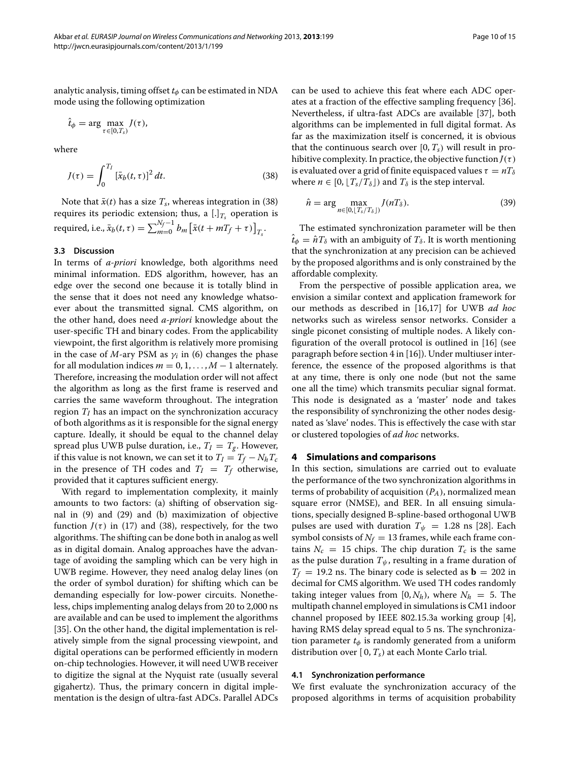analytic analysis, timing offset $t_\phi$ can be estimated in NDA mode using the following optimization

$$\hat{t}_\phi = \arg \max_{\tau \in [0, T_s)} J(\tau),$$

where

$$J(\tau) = \int_0^{T_I} [\bar{x}_b(t, \tau)]^2 \, dt. \tag{38}$$

Note that $\bar{x}(t)$ has a size $T_s$, whereas integration in (38) requires its periodic extension; thus, a $[.]_{T_s}$ operation is required, i.e., $\bar{x}_b(t, \tau) = \sum_{m=0}^{N_f-1} b_m \left[\bar{x}(t + mT_f + \tau)\right]_{T_s}$.

### 3.3 Discussion

In terms of *a-priori* knowledge, both algorithms need minimal information. EDS algorithm, however, has an edge over the second one because it is totally blind in the sense that it does not need any knowledge whatsoever about the transmitted signal. CMS algorithm, on the other hand, does need *a-priori* knowledge about the user-specific TH and binary codes. From the applicability viewpoint, the first algorithm is relatively more promising in the case of $M$-ary PSM as $\gamma_i$ in (6) changes the phase for all modulation indices $m = 0, 1, \ldots, M - 1$ alternately. Therefore, increasing the modulation order will not affect the algorithm as long as the first frame is reserved and carries the same waveform throughout. The integration region $T_I$ has an impact on the synchronization accuracy of both algorithms as it is responsible for the signal energy capture. Ideally, it should be equal to the channel delay spread plus UWB pulse duration, i.e., $T_I = T_g$. However, if this value is not known, we can set it to $T_I = T_f - N_h T_c$ in the presence of TH codes and $T_I = T_f$ otherwise, provided that it captures sufficient energy.

With regard to implementation complexity, it mainly amounts to two factors: (a) shifting of observation signal in (9) and (29) and (b) maximization of objective function $J(\tau)$ in (17) and (38), respectively, for the two algorithms. The shifting can be done both in analog as well as in digital domain. Analog approaches have the advantage of avoiding the sampling which can be very high in UWB regime. However, they need analog delay lines (on the order of symbol duration) for shifting which can be demanding especially for low-power circuits. Nonetheless, chips implementing analog delays from 20 to 2,000 ns are available and can be used to implement the algorithms [35]. On the other hand, the digital implementation is relatively simple from the signal processing viewpoint, and digital operations can be performed efficiently in modern on-chip technologies. However, it will need UWB receiver to digitize the signal at the Nyquist rate (usually several gigahertz). Thus, the primary concern in digital implementation is the design of ultra-fast ADCs. Parallel ADCs can be used to achieve this feat where each ADC operates at a fraction of the effective sampling frequency [36]. Nevertheless, if ultra-fast ADCs are available [37], both algorithms can be implemented in full digital format. As far as the maximization itself is concerned, it is obvious that the continuous search over $[0, T_s)$ will result in prohibitive complexity. In practice, the objective function $J(\tau)$ is evaluated over a grid of finite equispaced values $\tau = nT_\delta$ where $n \in [0, \lfloor T_s/T_\delta \rfloor)$ and $T_\delta$ is the step interval.

$$\hat{n} = \arg \max_{n \in [0, \lfloor T_s/T_\delta \rfloor)} J(nT_\delta). \tag{39}$$

The estimated synchronization parameter will be then $\hat{t}_\phi = \hat{n} T_\delta$ with an ambiguity of $T_\delta$. It is worth mentioning that the synchronization at any precision can be achieved by the proposed algorithms and is only constrained by the affordable complexity.

From the perspective of possible application area, we envision a similar context and application framework for our methods as described in [16,17] for UWB *ad hoc* networks such as wireless sensor networks. Consider a single piconet consisting of multiple nodes. A likely configuration of the overall protocol is outlined in [16] (see paragraph before section 4 in [16]). Under multiuser interference, the essence of the proposed algorithms is that at any time, there is only one node (but not the same one all the time) which transmits peculiar signal format. This node is designated as a 'master' node and takes the responsibility of synchronizing the other nodes designated as 'slave' nodes. This is effectively the case with star or clustered topologies of *ad hoc* networks.

## 4 Simulations and comparisons

In this section, simulations are carried out to evaluate the performance of the two synchronization algorithms in terms of probability of acquisition ($P_A$), normalized mean square error (NMSE), and BER. In all ensuing simulations, specially designed B-spline-based orthogonal UWB pulses are used with duration $T_\psi = 1.28$ ns [28]. Each symbol consists of $N_f = 13$ frames, while each frame contains $N_c = 15$ chips. The chip duration $T_c$ is the same as the pulse duration $T_\psi$, resulting in a frame duration of $T_f = 19.2$ ns. The binary code is selected as $\mathbf{b} = 202$ in decimal for CMS algorithm. We used TH codes randomly taking integer values from $[0, N_h)$, where $N_h = 5$. The multipath channel employed in simulations is CM1 indoor channel proposed by IEEE 802.15.3a working group [4], having RMS delay spread equal to 5 ns. The synchronization parameter $t_\phi$ is randomly generated from a uniform distribution over $[0, T_s)$ at each Monte Carlo trial.

### 4.1 Synchronization performance

We first evaluate the synchronization accuracy of the proposed algorithms in terms of acquisition probability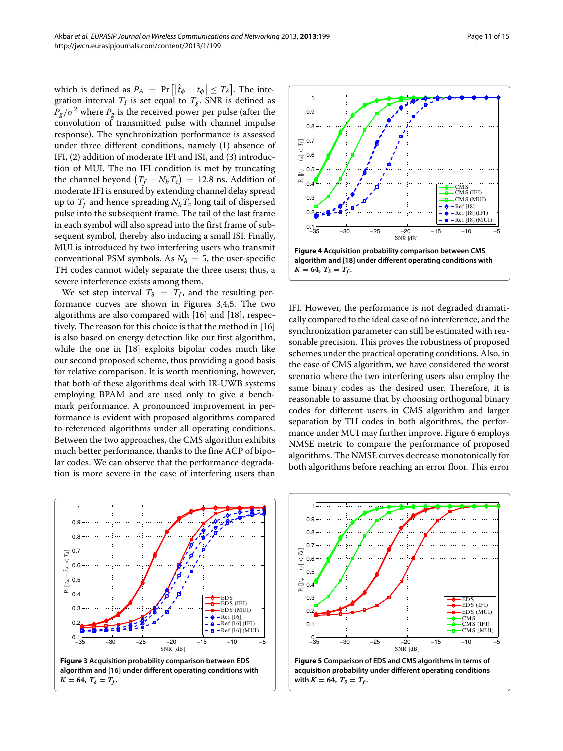which is defined as $P_A = \Pr\left[\left|\hat{t}_\phi - t_\phi\right| \leq T_\delta\right]$. The integration interval $T_I$ is set equal to $T_g$. SNR is defined as $P_g/\sigma^2$ where $P_g$ is the received power per pulse (after the convolution of transmitted pulse with channel impulse response). The synchronization performance is assessed under three different conditions, namely (1) absence of IFI, (2) addition of moderate IFI and ISI, and (3) introduction of MUI. The no IFI condition is met by truncating the channel beyond $\left(T_f - N_h T_c\right) = 12.8$ ns. Addition of moderate IFI is ensured by extending channel delay spread up to $T_f$ and hence spreading $N_h T_c$ long tail of dispersed pulse into the subsequent frame. The tail of the last frame in each symbol will also spread into the first frame of subsequent symbol, thereby also inducing a small ISI. Finally, MUI is introduced by two interfering users who transmit conventional PSM symbols. As $N_h = 5$, the user-specific TH codes cannot widely separate the three users; thus, a severe interference exists among them.

We set step interval $T_\delta = T_f$, and the resulting performance curves are shown in Figures 3,4,5. The two algorithms are also compared with [16] and [18], respectively. The reason for this choice is that the method in [16] is also based on energy detection like our first algorithm, while the one in [18] exploits bipolar codes much like our second proposed scheme, thus providing a good basis for relative comparison. It is worth mentioning, however, that both of these algorithms deal with IR-UWB systems employing BPAM and are used only to give a benchmark performance. A pronounced improvement in performance is evident with proposed algorithms compared to referenced algorithms under all operating conditions. Between the two approaches, the CMS algorithm exhibits much better performance, thanks to the fine ACP of bipolar codes. We can observe that the performance degradation is more severe in the case of interfering users than IFI. However, the performance is not degraded dramatically compared to the ideal case of no interference, and the synchronization parameter can still be estimated with reasonable precision. This proves the robustness of proposed schemes under the practical operating conditions. Also, in the case of CMS algorithm, we have considered the worst scenario where the two interfering users also employ the same binary codes as the desired user. Therefore, it is reasonable to assume that by choosing orthogonal binary codes for different users in CMS algorithm and larger separation by TH codes in both algorithms, the performance under MUI may further improve. Figure 6 employs NMSE metric to compare the performance of proposed algorithms. The NMSE curves decrease monotonically for both algorithms before reaching an error floor. This error

**Figure 4** Acquisition probability comparison between CMS algorithm and [18] under different operating conditions with $K = 64$, $T_\delta = T_f$.

**Figure 3** Acquisition probability comparison between EDS algorithm and [16] under different operating conditions with $K = 64$, $T_\delta = T_f$.

**Figure 5** Comparison of EDS and CMS algorithms in terms of acquisition probability under different operating conditions with $K = 64$, $T_\delta = T_f$.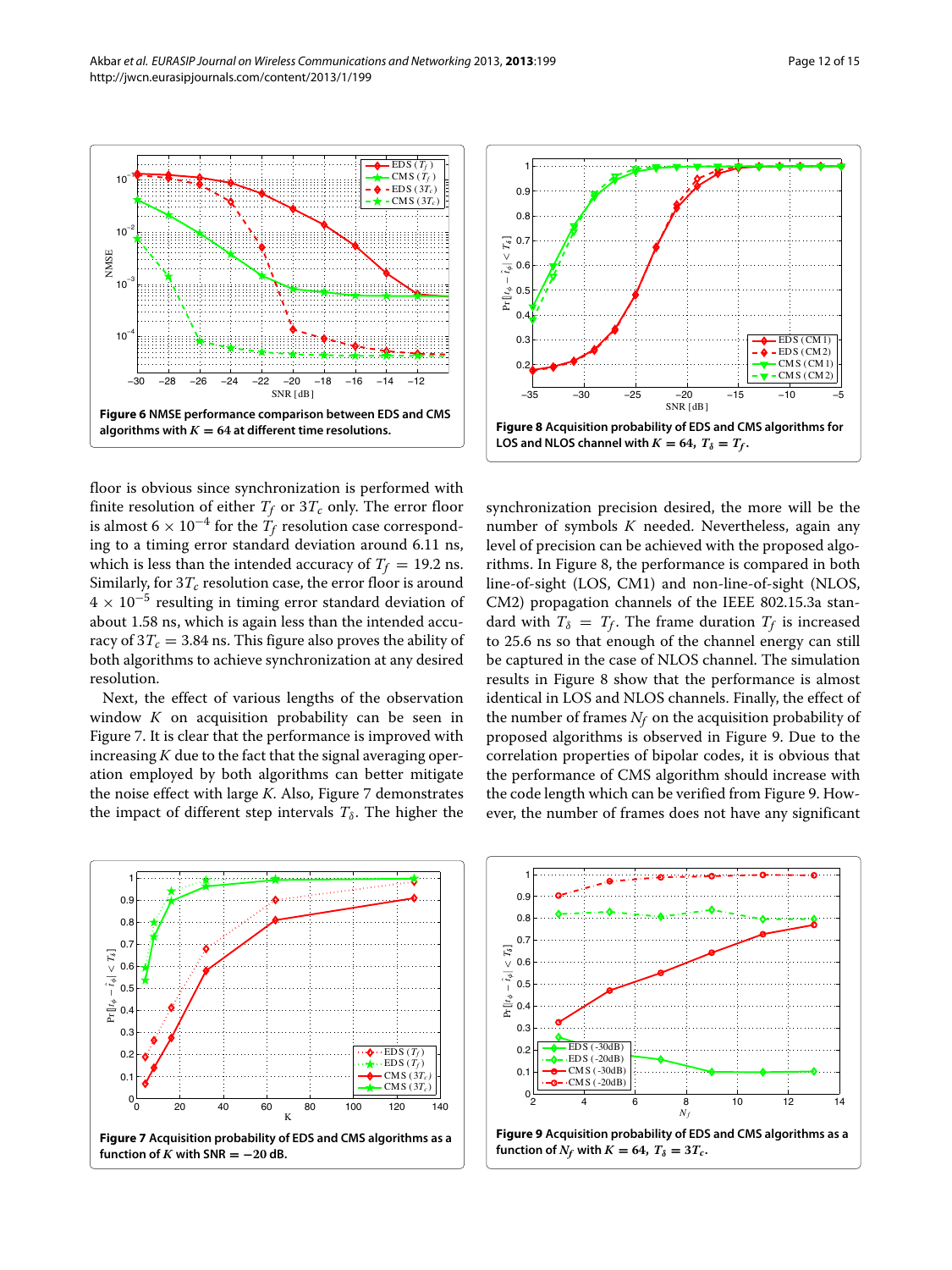**Figure 6** NMSE performance comparison between EDS and CMS algorithms with $K = 64$ at different time resolutions.

**Figure 8** Acquisition probability of EDS and CMS algorithms for LOS and NLOS channel with $K = 64$, $T_\delta = T_f$.

floor is obvious since synchronization is performed with finite resolution of either $T_f$ or $3T_c$ only. The error floor is almost $6 \times 10^{-4}$ for the $T_f$ resolution case corresponding to a timing error standard deviation around 6.11 ns, which is less than the intended accuracy of $T_f = 19.2$ ns. Similarly, for $3T_c$ resolution case, the error floor is around $4 \times 10^{-5}$ resulting in timing error standard deviation of about 1.58 ns, which is again less than the intended accuracy of $3T_c = 3.84$ ns. This figure also proves the ability of both algorithms to achieve synchronization at any desired resolution.

Next, the effect of various lengths of the observation window $K$ on acquisition probability can be seen in Figure 7. It is clear that the performance is improved with increasing $K$ due to the fact that the signal averaging operation employed by both algorithms can better mitigate the noise effect with large $K$. Also, Figure 7 demonstrates the impact of different step intervals $T_\delta$. The higher the synchronization precision desired, the more will be the number of symbols $K$ needed. Nevertheless, again any level of precision can be achieved with the proposed algorithms. In Figure 8, the performance is compared in both line-of-sight (LOS, CM1) and non-line-of-sight (NLOS, CM2) propagation channels of the IEEE 802.15.3a standard with $T_\delta = T_f$. The frame duration $T_f$ is increased to 25.6 ns so that enough of the channel energy can still be captured in the case of NLOS channel. The simulation results in Figure 8 show that the performance is almost identical in LOS and NLOS channels. Finally, the effect of the number of frames $N_f$ on the acquisition probability of proposed algorithms is observed in Figure 9. Due to the correlation properties of bipolar codes, it is obvious that the performance of CMS algorithm should increase with the code length which can be verified from Figure 9. However, the number of frames does not have any significant

**Figure 7** Acquisition probability of EDS and CMS algorithms as a function of $K$ with SNR $= -20$ dB.

**Figure 9** Acquisition probability of EDS and CMS algorithms as a function of $N_f$ with $K = 64$, $T_\delta = 3T_c$.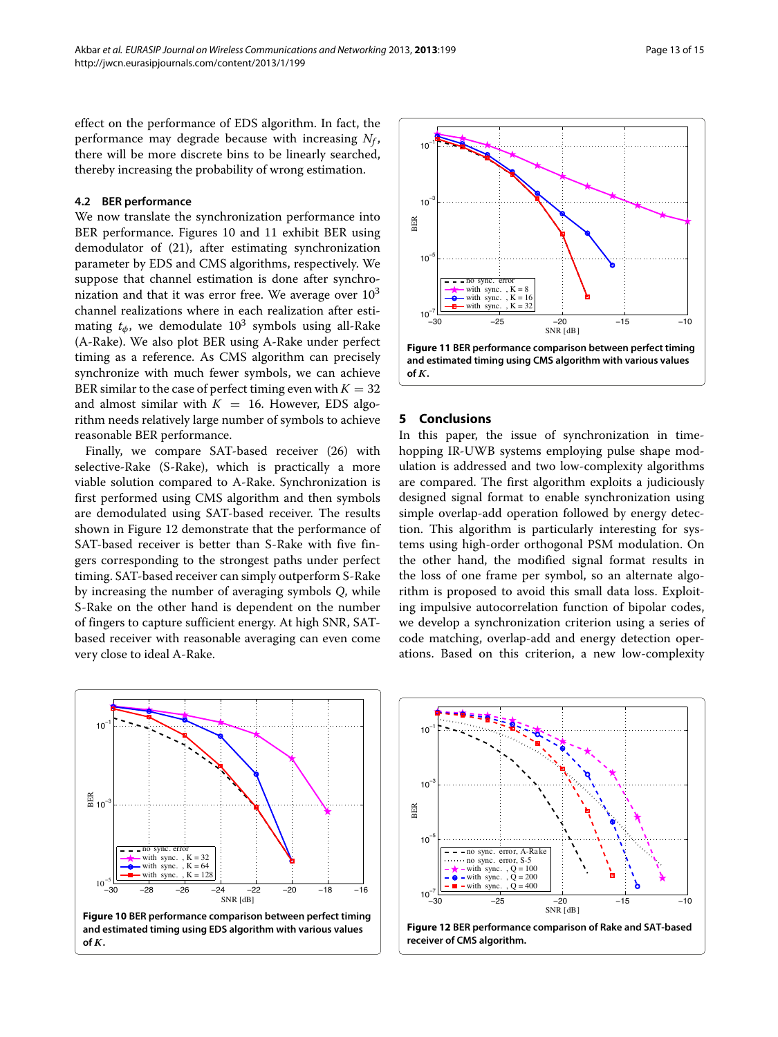effect on the performance of EDS algorithm. In fact, the performance may degrade because with increasing $N_f$, there will be more discrete bins to be linearly searched, thereby increasing the probability of wrong estimation.

### 4.2 BER performance

We now translate the synchronization performance into BER performance. Figures 10 and 11 exhibit BER using demodulator of (21), after estimating synchronization parameter by EDS and CMS algorithms, respectively. We suppose that channel estimation is done after synchronization and that it was error free. We average over $10^3$ channel realizations where in each realization after estimating $t_\phi$, we demodulate $10^3$ symbols using all-Rake (A-Rake). We also plot BER using A-Rake under perfect timing as a reference. As CMS algorithm can precisely synchronize with much fewer symbols, we can achieve BER similar to the case of perfect timing even with $K = 32$ and almost similar with $K = 16$. However, EDS algorithm needs relatively large number of symbols to achieve reasonable BER performance.

Finally, we compare SAT-based receiver (26) with selective-Rake (S-Rake), which is practically a more viable solution compared to A-Rake. Synchronization is first performed using CMS algorithm and then symbols are demodulated using SAT-based receiver. The results shown in Figure 12 demonstrate that the performance of SAT-based receiver is better than S-Rake with five fingers corresponding to the strongest paths under perfect timing. SAT-based receiver can simply outperform S-Rake by increasing the number of averaging symbols $Q$, while S-Rake on the other hand is dependent on the number of fingers to capture sufficient energy. At high SNR, SAT-based receiver with reasonable averaging can even come very close to ideal A-Rake.

**Figure 11 BER performance comparison between perfect timing and estimated timing using CMS algorithm with various values of *K*.**

## 5 Conclusions

In this paper, the issue of synchronization in time-hopping IR-UWB systems employing pulse shape modulation is addressed and two low-complexity algorithms are compared. The first algorithm exploits a judiciously designed signal format to enable synchronization using simple overlap-add operation followed by energy detection. This algorithm is particularly interesting for systems using high-order orthogonal PSM modulation. On the other hand, the modified signal format results in the loss of one frame per symbol, so an alternate algorithm is proposed to avoid this small data loss. Exploiting impulsive autocorrelation function of bipolar codes, we develop a synchronization criterion using a series of code matching, overlap-add and energy detection operations. Based on this criterion, a new low-complexity

**Figure 10 BER performance comparison between perfect timing and estimated timing using EDS algorithm with various values of *K*.**

**Figure 12 BER performance comparison of Rake and SAT-based receiver of CMS algorithm.**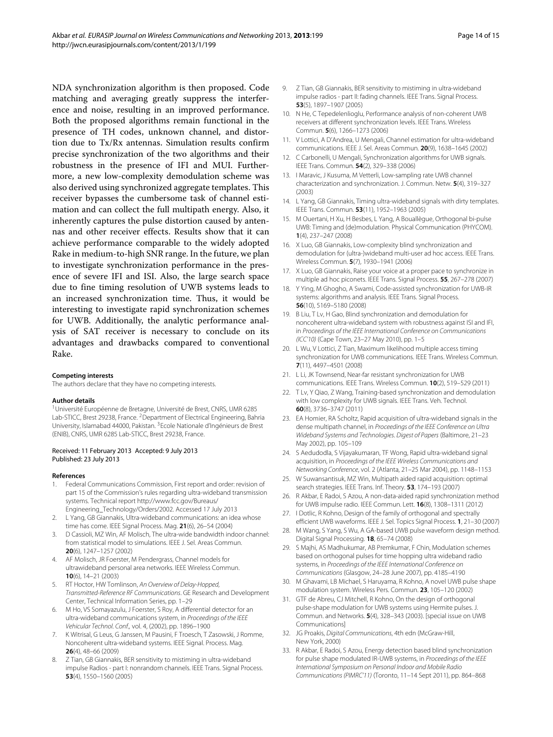NDA synchronization algorithm is then proposed. Code matching and averaging greatly suppress the interference and noise, resulting in an improved performance. Both the proposed algorithms remain functional in the presence of TH codes, unknown channel, and distortion due to Tx/Rx antennas. Simulation results confirm precise synchronization of the two algorithms and their robustness in the presence of IFI and MUI. Furthermore, a new low-complexity demodulation scheme was also derived using synchronized aggregate templates. This receiver bypasses the cumbersome task of channel estimation and can collect the full multipath energy. Also, it inherently captures the pulse distortion caused by antennas and other receiver effects. Results show that it can achieve performance comparable to the widely adopted Rake in medium-to-high SNR range. In the future, we plan to investigate synchronization performance in the presence of severe IFI and ISI. Also, the large search space due to fine timing resolution of UWB systems leads to an increased synchronization time. Thus, it would be interesting to investigate rapid synchronization schemes for UWB. Additionally, the analytic performance analysis of SAT receiver is necessary to conclude on its advantages and drawbacks compared to conventional Rake.

#### Competing interests
The authors declare that they have no competing interests.

#### Author details
[1] Université Européenne de Bretagne, Université de Brest, CNRS, UMR 6285 Lab-STICC, Brest 29238, France. [2] Department of Electrical Engineering, Bahria University, Islamabad 44000, Pakistan. [3] Ecole Nationale d'Ingénieurs de Brest (ENIB), CNRS, UMR 6285 Lab-STICC, Brest 29238, France.

Received: 11 February 2013 Accepted: 9 July 2013
Published: 23 July 2013

#### References
1. Federal Communications Commission, First report and order: revision of part 15 of the Commission's rules regarding ultra-wideband transmission systems. Technical report http://www.fcc.gov/Bureaus/Engineering_Technology/Orders/2002. Accessed 17 July 2013
2. L Yang, GB Giannakis, Ultra-wideband communications: an idea whose time has come. IEEE Signal Process. Mag. **21**(6), 26–54 (2004)
3. D Cassioli, MZ Win, AF Molisch, The ultra-wide bandwidth indoor channel: from statistical model to simulations. IEEE J. Sel. Areas Commun. **20**(6), 1247–1257 (2002)
4. AF Molisch, JR Foerster, M Pendergrass, Channel models for ultrawideband personal area networks. IEEE Wireless Commun. **10**(6), 14–21 (2003)
5. RT Hoctor, HW Tomlinson, *An Overview of Delay-Hopped, Transmitted-Reference RF Communications*. GE Research and Development Center, Technical Information Series, pp. 1–29
6. M Ho, VS Somayazulu, J Foerster, S Roy, A differential detector for an ultra-wideband communications system, in *Proceedings of the IEEE Vehicular Technol. Conf.*, vol. 4, (2002), pp. 1896–1900
7. K Witrisal, G Leus, G Janssen, M Pausini, F Troesch, T Zasowski, J Romme, Noncoherent ultra-wideband systems. IEEE Signal. Process. Mag. **26**(4), 48–66 (2009)
8. Z Tian, GB Giannakis, BER sensitivity to mistiming in ultra-wideband impulse Radios - part I: nonrandom channels. IEEE Trans. Signal Process. **53**(4), 1550–1560 (2005)
9. Z Tian, GB Giannakis, BER sensitivity to mistiming in ultra-wideband impulse radios - part II: fading channels. IEEE Trans. Signal Process. **53**(5), 1897–1907 (2005)
10. N He, C Tepedelenlioglu, Performance analysis of non-coherent UWB receivers at different synchronization levels. IEEE Trans. Wireless Commun. **5**(6), 1266–1273 (2006)
11. V Lottici, A D'Andrea, U Mengali, Channel estimation for ultra-wideband communications. IEEE J. Sel. Areas Commun. **20**(9), 1638–1645 (2002)
12. C Carbonelli, U Mengali, Synchronization algorithms for UWB signals. IEEE Trans. Commun. **54**(2), 329–338 (2006)
13. I Maravic, J Kusuma, M Vetterli, Low-sampling rate UWB channel characterization and synchronization. J. Commun. Netw. **5**(4), 319–327 (2003)
14. L Yang, GB Giannakis, Timing ultra-wideband signals with dirty templates. IEEE Trans. Commun. **53**(11), 1952–1963 (2005)
15. M Ouertani, H Xu, H Besbes, L Yang, A Bouallègue, Orthogonal bi-pulse UWB: Timing and (de)modulation. Physical Communication (PHYCOM). **1**(4), 237–247 (2008)
16. X Luo, GB Giannakis, Low-complexity blind synchronization and demodulation for (ultra-)wideband multi-user ad hoc access. IEEE Trans. Wireless Commun. **5**(7), 1930–1941 (2006)
17. X Luo, GB Giannakis, Raise your voice at a proper pace to synchronize in multiple ad hoc piconets. IEEE Trans. Signal Process. **55**, 267–278 (2007)
18. Y Ying, M Ghogho, A Swami, Code-assisted synchronization for UWB-IR systems: algorithms and analysis. IEEE Trans. Signal Process. **56**(10), 5169–5180 (2008)
19. B Liu, T Lv, H Gao, Blind synchronization and demodulation for noncoherent ultra-wideband system with robustness against ISI and IFI, in *Proceedings of the IEEE International Conference on Communications (ICC'10)* (Cape Town, 23–27 May 2010), pp. 1–5
20. L Wu, V Lottici, Z Tian, Maximum likelihood multiple access timing synchronization for UWB communications. IEEE Trans. Wireless Commun. **7**(11), 4497–4501 (2008)
21. L Li, JK Townsend, Near-far resistant synchronization for UWB communications. IEEE Trans. Wireless Commun. **10**(2), 519–529 (2011)
22. T Lv, Y Qiao, Z Wang, Training-based synchronization and demodulation with low complexity for UWB signals. IEEE Trans. Veh. Technol. **60**(8), 3736–3747 (2011)
23. EA Homier, RA Scholtz, Rapid acquisition of ultra-wideband signals in the dense multipath channel, in *Proceedings of the IEEE Conference on Ultra Wideband Systems and Technologies. Digest of Papers* (Baltimore, 21–23 May 2002), pp. 105–109
24. S Aedudodla, S Vijayakumaran, TF Wong, Rapid ultra-wideband signal acquisition, in *Proceedings of the IEEE Wireless Communications and Networking Conference*, vol. 2 (Atlanta, 21–25 Mar 2004), pp. 1148–1153
25. W Suwansantisuk, MZ Win, Multipath aided rapid acquisition: optimal search strategies. IEEE Trans. Inf. Theory. **53**, 174–193 (2007)
26. R Akbar, E Radoi, S Azou, A non-data-aided rapid synchronization method for UWB impulse radio. IEEE Commun. Lett. **16**(8), 1308–1311 (2012)
27. I Dotlic, R Kohno, Design of the family of orthogonal and spectrally efficient UWB waveforms. IEEE J. Sel. Topics Signal Process. **1**, 21–30 (2007)
28. M Wang, S Yang, S Wu, A GA-based UWB pulse waveform design method. Digital Signal Processing. **18**, 65–74 (2008)
29. S Majhi, AS Madhukumar, AB Premkumar, F Chin, Modulation schemes based on orthogonal pulses for time hopping ultra wideband radio systems, in *Proceedings of the IEEE International Conference on Communications* (Glasgow, 24–28 June 2007), pp. 4185–4190
30. M Ghavami, LB Michael, S Haruyama, R Kohno, A novel UWB pulse shape modulation system. Wireless Pers. Commun. **23**, 105–120 (2002)
31. GTF de Abreu, CJ Mitchell, R Kohno, On the design of orthogonal pulse-shape modulation for UWB systems using Hermite pulses. J. Commun. and Networks. **5**(4), 328–343 (2003). [special issue on UWB Communications]
32. JG Proakis, *Digital Communications*, 4th edn (McGraw-Hill, New York, 2000)
33. R Akbar, E Radoi, S Azou, Energy detection based blind synchronization for pulse shape modulated IR-UWB systems, in *Proceedings of the IEEE International Symposium on Personal Indoor and Mobile Radio Communications (PIMRC'11)* (Toronto, 11–14 Sept 2011), pp. 864–868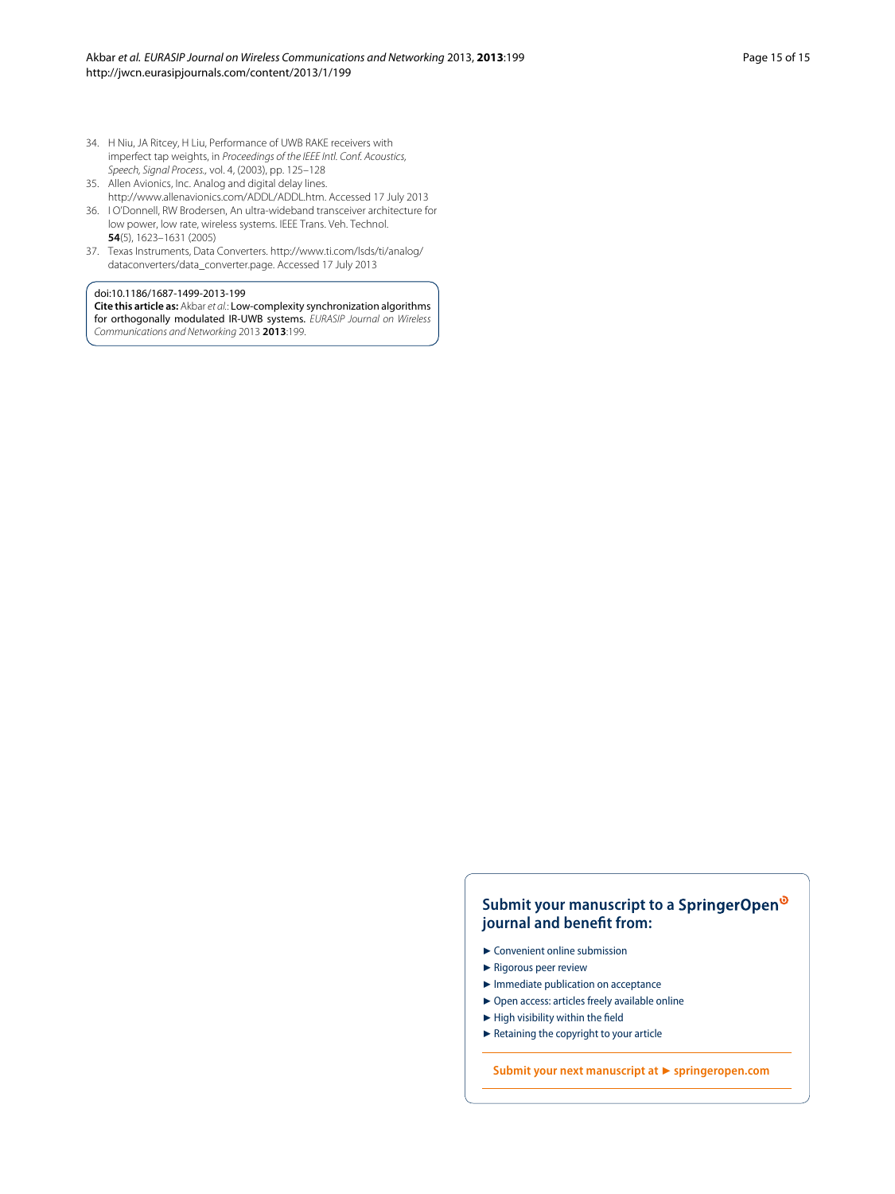34. H Niu, JA Ritcey, H Liu, Performance of UWB RAKE receivers with imperfect tap weights, in *Proceedings of the IEEE Intl. Conf. Acoustics, Speech, Signal Process.*, vol. 4, (2003), pp. 125–128
35. Allen Avionics, Inc. Analog and digital delay lines. http://www.allenavionics.com/ADDL/ADDL.htm. Accessed 17 July 2013
36. I O'Donnell, RW Brodersen, An ultra-wideband transceiver architecture for low power, low rate, wireless systems. IEEE Trans. Veh. Technol. **54**(5), 1623–1631 (2005)
37. Texas Instruments, Data Converters. http://www.ti.com/lsds/ti/analog/dataconverters/data_converter.page. Accessed 17 July 2013

doi:10.1186/1687-1499-2013-199

**Cite this article as:** Akbar *et al.*: Low-complexity synchronization algorithms for orthogonally modulated IR-UWB systems. *EURASIP Journal on Wireless Communications and Networking* 2013 **2013**:199.

**Submit your manuscript to a SpringerOpen journal and benefit from:**

- ► Convenient online submission
- ► Rigorous peer review
- ► Immediate publication on acceptance
- ► Open access: articles freely available online
- ► High visibility within the field
- ► Retaining the copyright to your article

**Submit your next manuscript at ► springeropen.com**